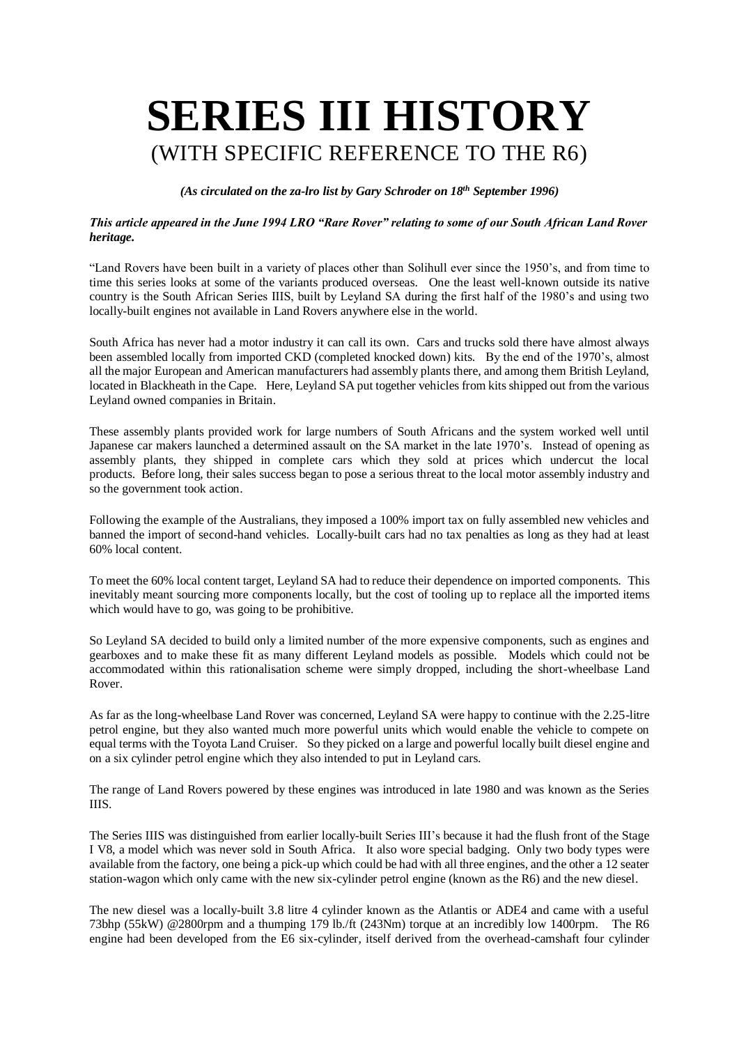# SERIES III HISTORY

(WITH SPECIFIC REFERENCE TO THE R6)

***(As circulated on the za-lro list by Gary Schroder on 18th September 1996)***

***This article appeared in the June 1994 LRO "Rare Rover" relating to some of our South African Land Rover heritage.***

"Land Rovers have been built in a variety of places other than Solihull ever since the 1950's, and from time to time this series looks at some of the variants produced overseas. One the least well-known outside its native country is the South African Series IIIS, built by Leyland SA during the first half of the 1980's and using two locally-built engines not available in Land Rovers anywhere else in the world.

South Africa has never had a motor industry it can call its own. Cars and trucks sold there have almost always been assembled locally from imported CKD (completed knocked down) kits. By the end of the 1970's, almost all the major European and American manufacturers had assembly plants there, and among them British Leyland, located in Blackheath in the Cape. Here, Leyland SA put together vehicles from kits shipped out from the various Leyland owned companies in Britain.

These assembly plants provided work for large numbers of South Africans and the system worked well until Japanese car makers launched a determined assault on the SA market in the late 1970's. Instead of opening as assembly plants, they shipped in complete cars which they sold at prices which undercut the local products. Before long, their sales success began to pose a serious threat to the local motor assembly industry and so the government took action.

Following the example of the Australians, they imposed a 100% import tax on fully assembled new vehicles and banned the import of second-hand vehicles. Locally-built cars had no tax penalties as long as they had at least 60% local content.

To meet the 60% local content target, Leyland SA had to reduce their dependence on imported components. This inevitably meant sourcing more components locally, but the cost of tooling up to replace all the imported items which would have to go, was going to be prohibitive.

So Leyland SA decided to build only a limited number of the more expensive components, such as engines and gearboxes and to make these fit as many different Leyland models as possible. Models which could not be accommodated within this rationalisation scheme were simply dropped, including the short-wheelbase Land Rover.

As far as the long-wheelbase Land Rover was concerned, Leyland SA were happy to continue with the 2.25-litre petrol engine, but they also wanted much more powerful units which would enable the vehicle to compete on equal terms with the Toyota Land Cruiser. So they picked on a large and powerful locally built diesel engine and on a six cylinder petrol engine which they also intended to put in Leyland cars.

The range of Land Rovers powered by these engines was introduced in late 1980 and was known as the Series IIIS.

The Series IIIS was distinguished from earlier locally-built Series III's because it had the flush front of the Stage I V8, a model which was never sold in South Africa. It also wore special badging. Only two body types were available from the factory, one being a pick-up which could be had with all three engines, and the other a 12 seater station-wagon which only came with the new six-cylinder petrol engine (known as the R6) and the new diesel.

The new diesel was a locally-built 3.8 litre 4 cylinder known as the Atlantis or ADE4 and came with a useful 73bhp (55kW) @2800rpm and a thumping 179 lb./ft (243Nm) torque at an incredibly low 1400rpm. The R6 engine had been developed from the E6 six-cylinder, itself derived from the overhead-camshaft four cylinder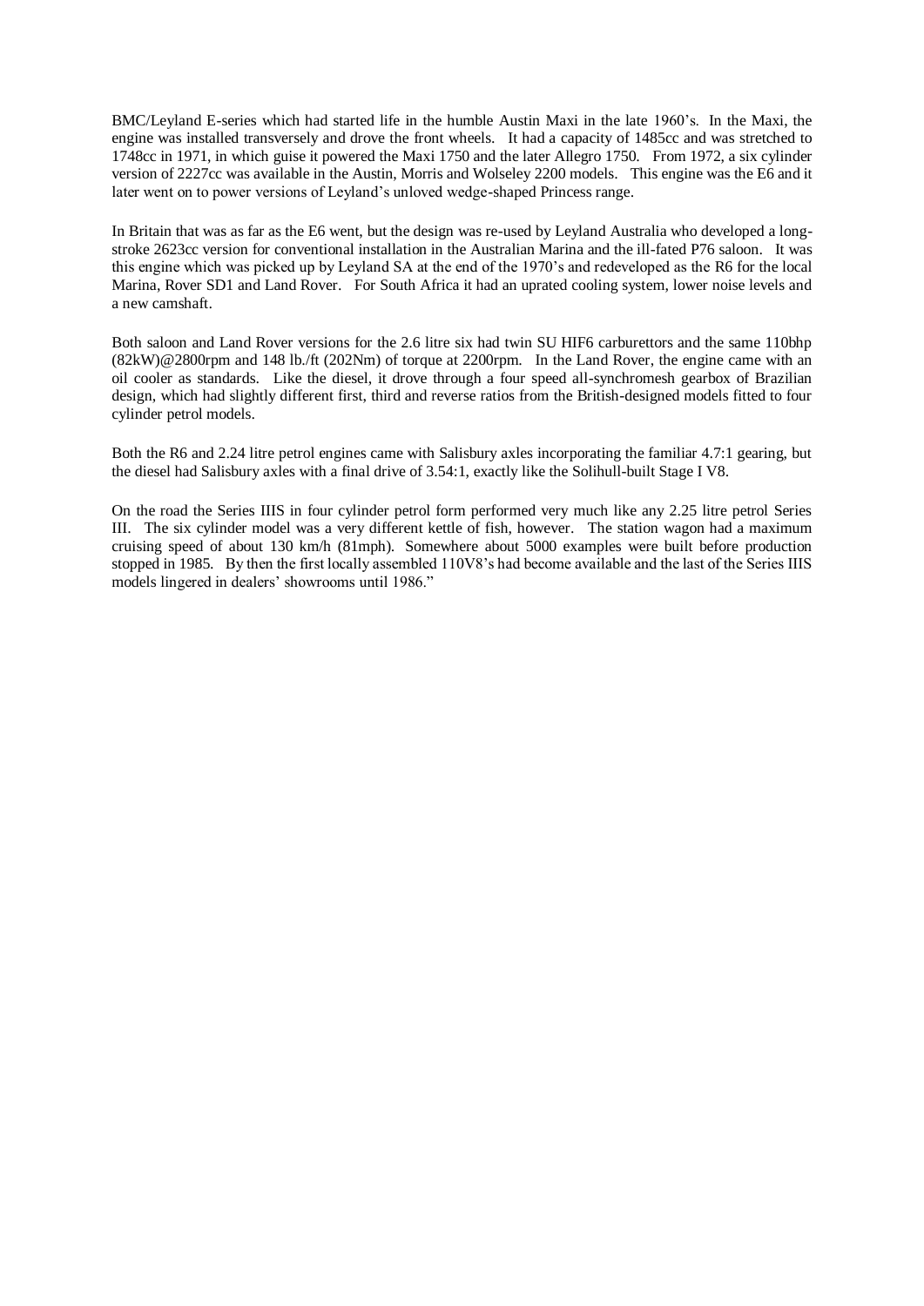BMC/Leyland E-series which had started life in the humble Austin Maxi in the late 1960's. In the Maxi, the engine was installed transversely and drove the front wheels. It had a capacity of 1485cc and was stretched to 1748cc in 1971, in which guise it powered the Maxi 1750 and the later Allegro 1750. From 1972, a six cylinder version of 2227cc was available in the Austin, Morris and Wolseley 2200 models. This engine was the E6 and it later went on to power versions of Leyland's unloved wedge-shaped Princess range.

In Britain that was as far as the E6 went, but the design was re-used by Leyland Australia who developed a long-stroke 2623cc version for conventional installation in the Australian Marina and the ill-fated P76 saloon. It was this engine which was picked up by Leyland SA at the end of the 1970's and redeveloped as the R6 for the local Marina, Rover SD1 and Land Rover. For South Africa it had an uprated cooling system, lower noise levels and a new camshaft.

Both saloon and Land Rover versions for the 2.6 litre six had twin SU HIF6 carburettors and the same 110bhp (82kW)@2800rpm and 148 lb./ft (202Nm) of torque at 2200rpm. In the Land Rover, the engine came with an oil cooler as standards. Like the diesel, it drove through a four speed all-synchromesh gearbox of Brazilian design, which had slightly different first, third and reverse ratios from the British-designed models fitted to four cylinder petrol models.

Both the R6 and 2.24 litre petrol engines came with Salisbury axles incorporating the familiar 4.7:1 gearing, but the diesel had Salisbury axles with a final drive of 3.54:1, exactly like the Solihull-built Stage I V8.

On the road the Series IIIS in four cylinder petrol form performed very much like any 2.25 litre petrol Series III. The six cylinder model was a very different kettle of fish, however. The station wagon had a maximum cruising speed of about 130 km/h (81mph). Somewhere about 5000 examples were built before production stopped in 1985. By then the first locally assembled 110V8's had become available and the last of the Series IIIS models lingered in dealers' showrooms until 1986."